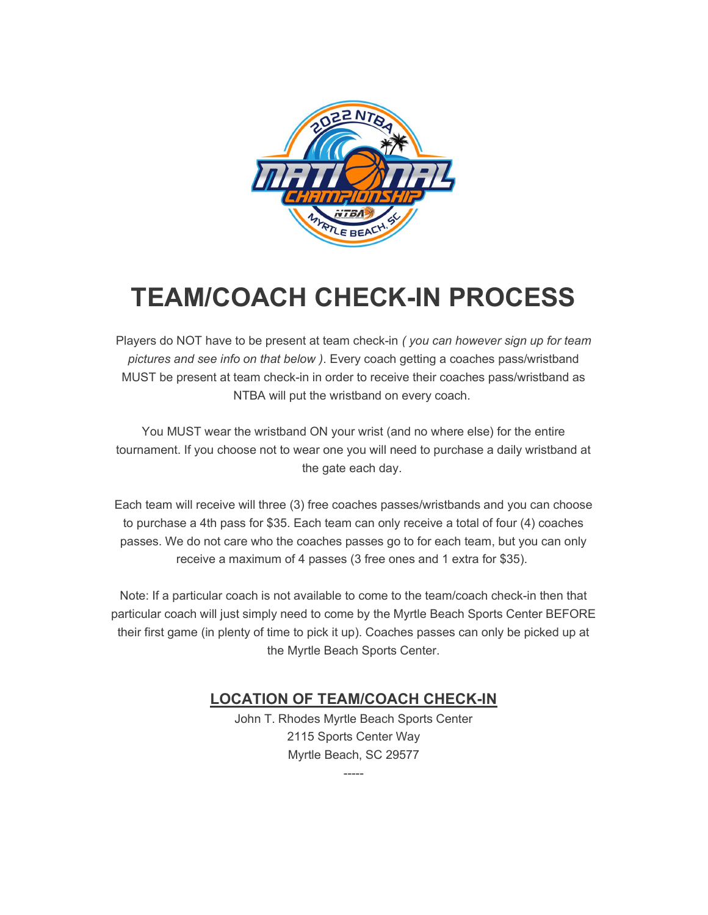# TEAM/COACH CHECK-IN PROCESS

Players do NOT have to be present at team check-in *( you can however sign up for team pictures and see info on that below )*. Every coach getting a coaches pass/wristband MUST be present at team check-in in order to receive their coaches pass/wristband as NTBA will put the wristband on every coach.

You MUST wear the wristband ON your wrist (and no where else) for the entire tournament. If you choose not to wear one you will need to purchase a daily wristband at the gate each day.

Each team will receive will three (3) free coaches passes/wristbands and you can choose to purchase a 4th pass for $35. Each team can only receive a total of four (4) coaches passes. We do not care who the coaches passes go to for each team, but you can only receive a maximum of 4 passes (3 free ones and 1 extra for $35).

Note: If a particular coach is not available to come to the team/coach check-in then that particular coach will just simply need to come by the Myrtle Beach Sports Center BEFORE their first game (in plenty of time to pick it up). Coaches passes can only be picked up at the Myrtle Beach Sports Center.

## LOCATION OF TEAM/COACH CHECK-IN

John T. Rhodes Myrtle Beach Sports Center
2115 Sports Center Way
Myrtle Beach, SC 29577

-----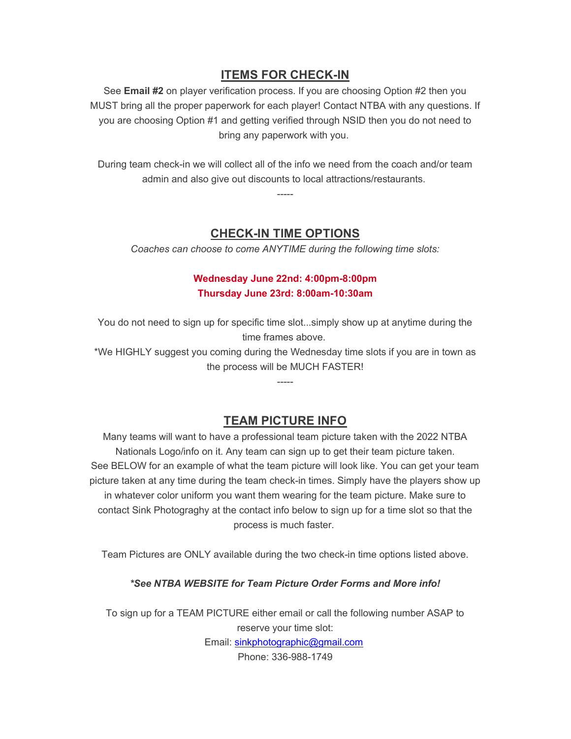## ITEMS FOR CHECK-IN

See **Email #2** on player verification process. If you are choosing Option #2 then you MUST bring all the proper paperwork for each player! Contact NTBA with any questions. If you are choosing Option #1 and getting verified through NSID then you do not need to bring any paperwork with you.

During team check-in we will collect all of the info we need from the coach and/or team admin and also give out discounts to local attractions/restaurants.

-----

## CHECK-IN TIME OPTIONS

*Coaches can choose to come ANYTIME during the following time slots:*

**Wednesday June 22nd: 4:00pm-8:00pm**
**Thursday June 23rd: 8:00am-10:30am**

You do not need to sign up for specific time slot...simply show up at anytime during the time frames above.
*We HIGHLY suggest you coming during the Wednesday time slots if you are in town as the process will be MUCH FASTER!

-----

## TEAM PICTURE INFO

Many teams will want to have a professional team picture taken with the 2022 NTBA Nationals Logo/info on it. Any team can sign up to get their team picture taken. See BELOW for an example of what the team picture will look like. You can get your team picture taken at any time during the team check-in times. Simply have the players show up in whatever color uniform you want them wearing for the team picture. Make sure to contact Sink Photograghy at the contact info below to sign up for a time slot so that the process is much faster.

Team Pictures are ONLY available during the two check-in time options listed above.

***See NTBA WEBSITE for Team Picture Order Forms and More info!***

To sign up for a TEAM PICTURE either email or call the following number ASAP to reserve your time slot:
Email: sinkphotographic@gmail.com
Phone: 336-988-1749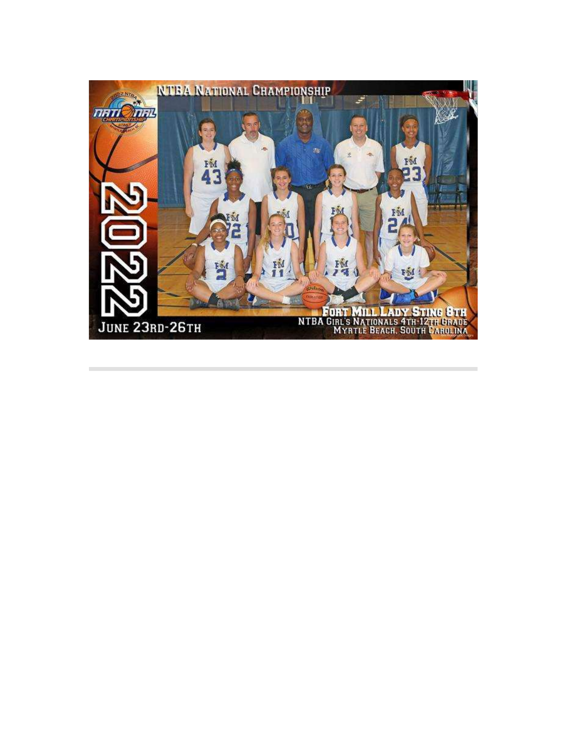NTBA National Championship

2022

June 23rd-26th

Fort Mill Lady Sting 8th
NTBA Girl's Nationals 4th-12th Grade
Myrtle Beach, South Carolina